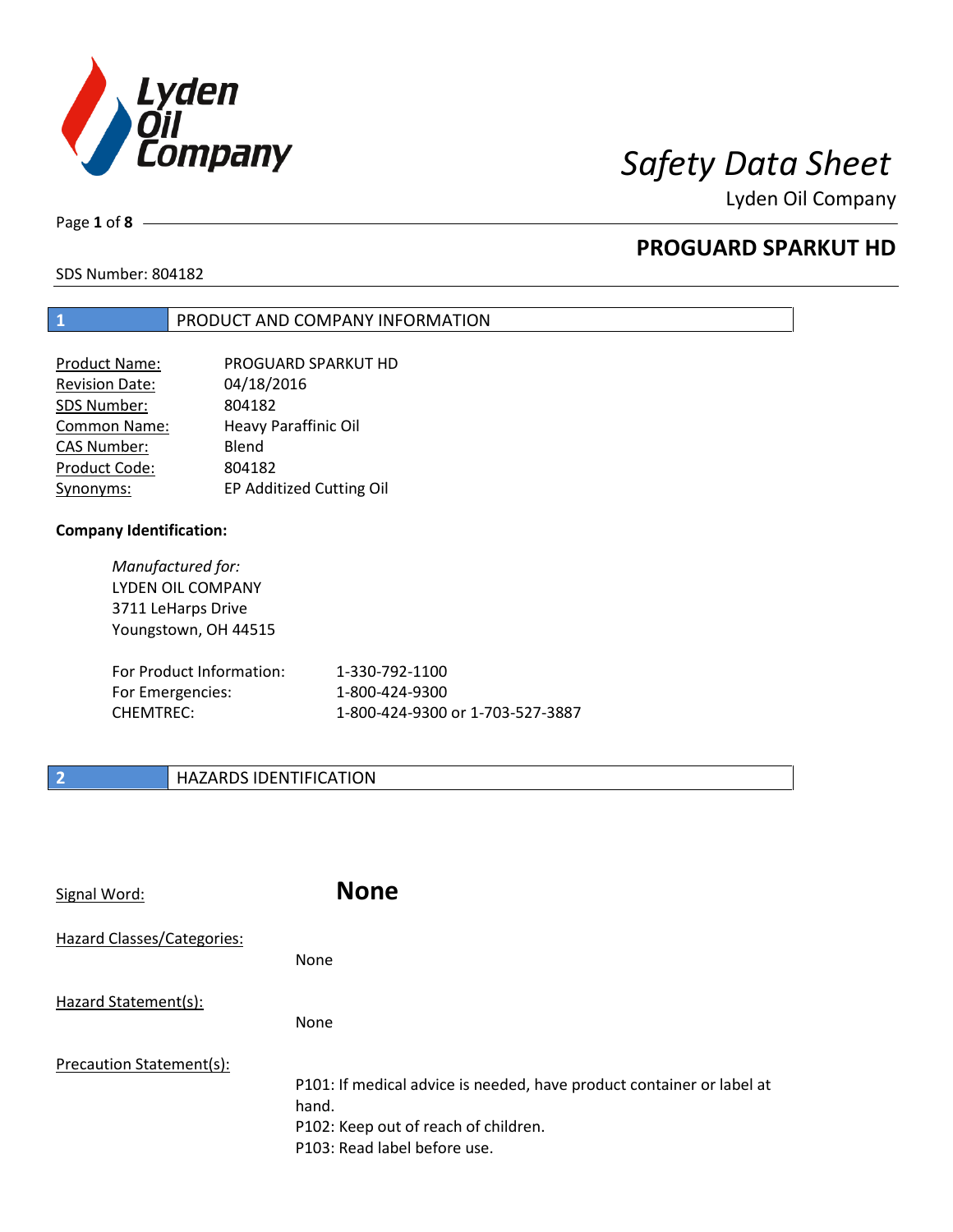# Safety Data Sheet

Lyden Oil Company

## PROGUARD SPARKUT HD

SDS Number: 804182

## 1 PRODUCT AND COMPANY INFORMATION

| | |
|---|---|
| Product Name: | PROGUARD SPARKUT HD |
| Revision Date: | 04/18/2016 |
| SDS Number: | 804182 |
| Common Name: | Heavy Paraffinic Oil |
| CAS Number: | Blend |
| Product Code: | 804182 |
| Synonyms: | EP Additized Cutting Oil |

**Company Identification:**

*Manufactured for:*
LYDEN OIL COMPANY
3711 LeHarps Drive
Youngstown, OH 44515

| | |
|---|---|
| For Product Information: | 1-330-792-1100 |
| For Emergencies: | 1-800-424-9300 |
| CHEMTREC: | 1-800-424-9300 or 1-703-527-3887 |

## 2 HAZARDS IDENTIFICATION

Signal Word: **None**

Hazard Classes/Categories:

None

Hazard Statement(s):

None

Precaution Statement(s):

P101: If medical advice is needed, have product container or label at hand.
P102: Keep out of reach of children.
P103: Read label before use.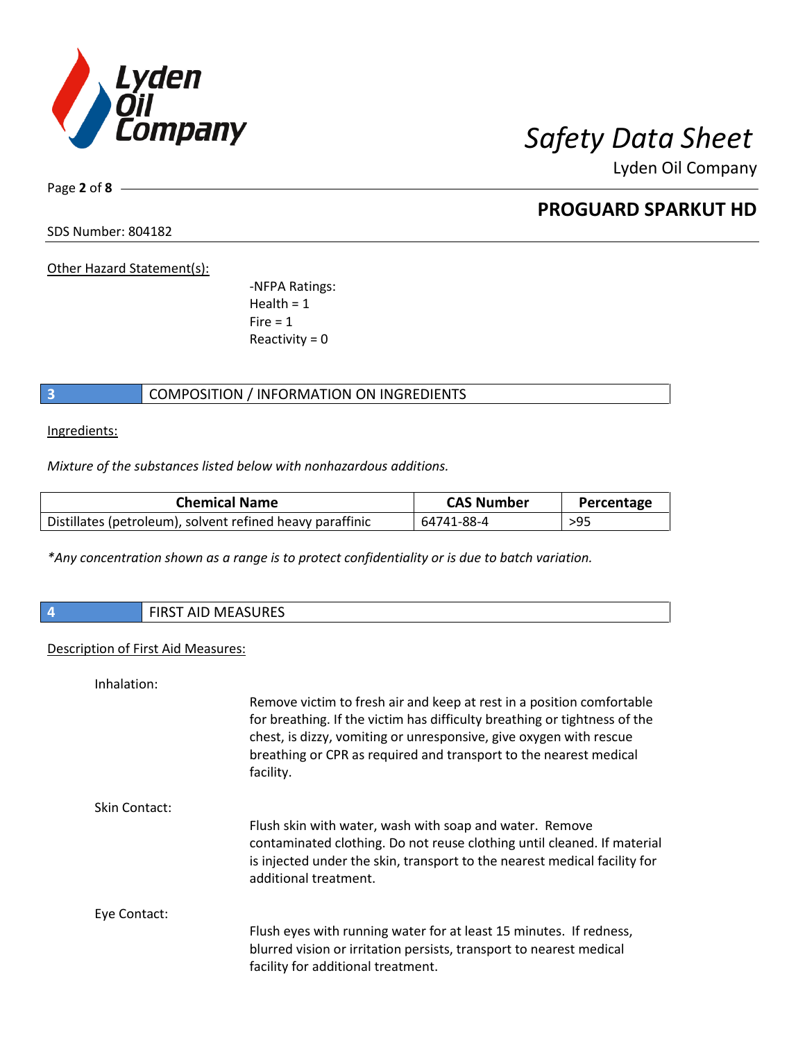SDS Number: 804182

Other Hazard Statement(s):

-NFPA Ratings:
Health = 1
Fire = 1
Reactivity = 0

## 3 COMPOSITION / INFORMATION ON INGREDIENTS

Ingredients:

*Mixture of the substances listed below with nonhazardous additions.*

| Chemical Name | CAS Number | Percentage |
|---|---|---|
| Distillates (petroleum), solvent refined heavy paraffinic | 64741-88-4 | >95 |

**Any concentration shown as a range is to protect confidentiality or is due to batch variation.*

## 4 FIRST AID MEASURES

Description of First Aid Measures:

Inhalation:

Remove victim to fresh air and keep at rest in a position comfortable for breathing. If the victim has difficulty breathing or tightness of the chest, is dizzy, vomiting or unresponsive, give oxygen with rescue breathing or CPR as required and transport to the nearest medical facility.

Skin Contact:

Flush skin with water, wash with soap and water. Remove contaminated clothing. Do not reuse clothing until cleaned. If material is injected under the skin, transport to the nearest medical facility for additional treatment.

Eye Contact:

Flush eyes with running water for at least 15 minutes. If redness, blurred vision or irritation persists, transport to nearest medical facility for additional treatment.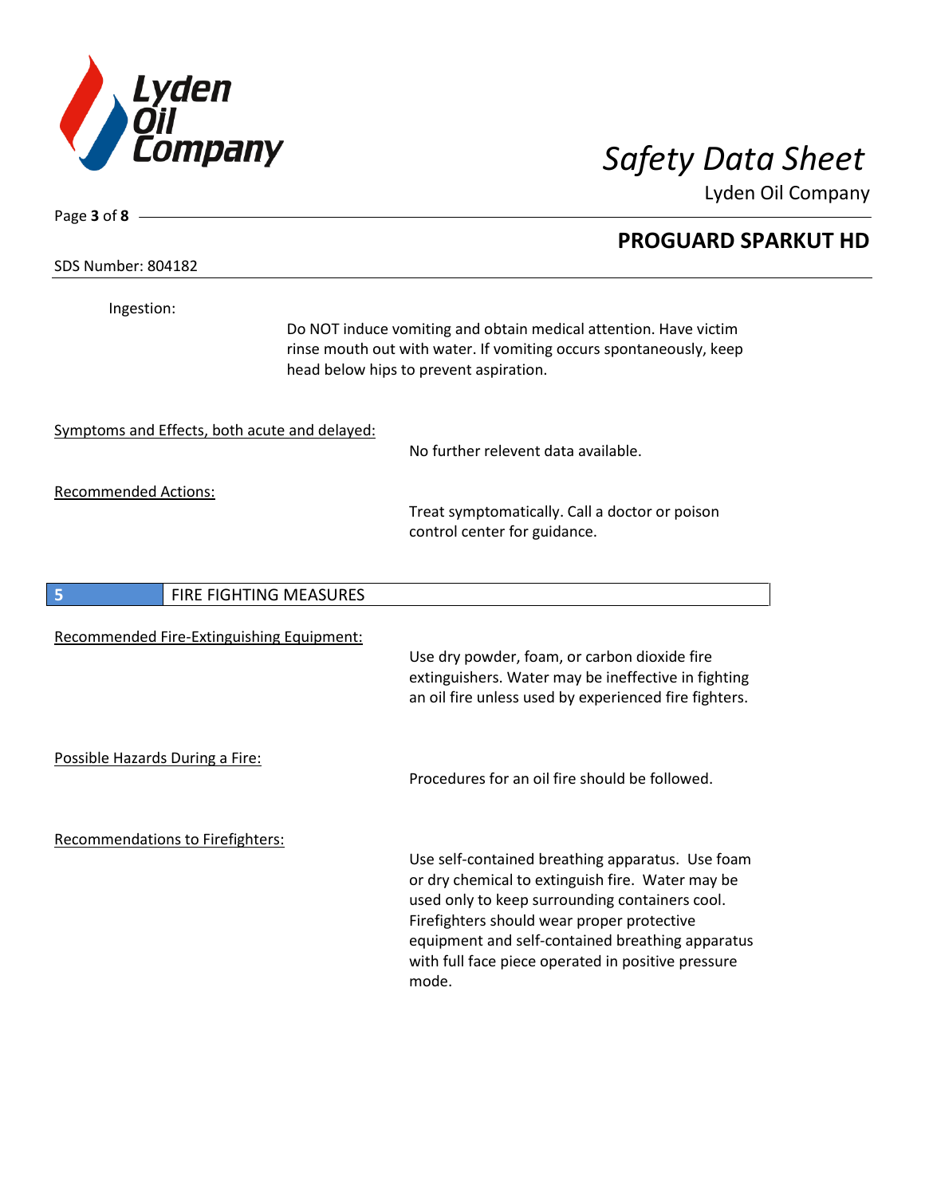Ingestion:

Do NOT induce vomiting and obtain medical attention. Have victim rinse mouth out with water. If vomiting occurs spontaneously, keep head below hips to prevent aspiration.

Symptoms and Effects, both acute and delayed:

No further relevent data available.

Recommended Actions:

Treat symptomatically. Call a doctor or poison control center for guidance.

## 5 FIRE FIGHTING MEASURES

Recommended Fire-Extinguishing Equipment:

Use dry powder, foam, or carbon dioxide fire extinguishers. Water may be ineffective in fighting an oil fire unless used by experienced fire fighters.

Possible Hazards During a Fire:

Procedures for an oil fire should be followed.

Recommendations to Firefighters:

Use self-contained breathing apparatus. Use foam or dry chemical to extinguish fire. Water may be used only to keep surrounding containers cool. Firefighters should wear proper protective equipment and self-contained breathing apparatus with full face piece operated in positive pressure mode.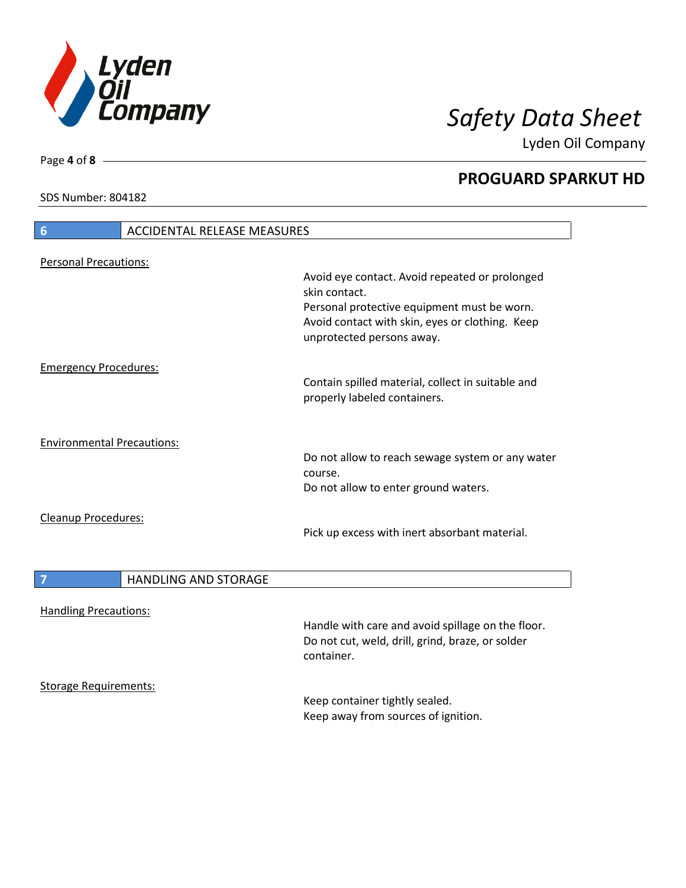## 6 ACCIDENTAL RELEASE MEASURES

**Personal Precautions:**

Avoid eye contact. Avoid repeated or prolonged skin contact.
Personal protective equipment must be worn.
Avoid contact with skin, eyes or clothing. Keep unprotected persons away.

**Emergency Procedures:**

Contain spilled material, collect in suitable and properly labeled containers.

**Environmental Precautions:**

Do not allow to reach sewage system or any water course.
Do not allow to enter ground waters.

**Cleanup Procedures:**

Pick up excess with inert absorbant material.

## 7 HANDLING AND STORAGE

**Handling Precautions:**

Handle with care and avoid spillage on the floor.
Do not cut, weld, drill, grind, braze, or solder container.

**Storage Requirements:**

Keep container tightly sealed.
Keep away from sources of ignition.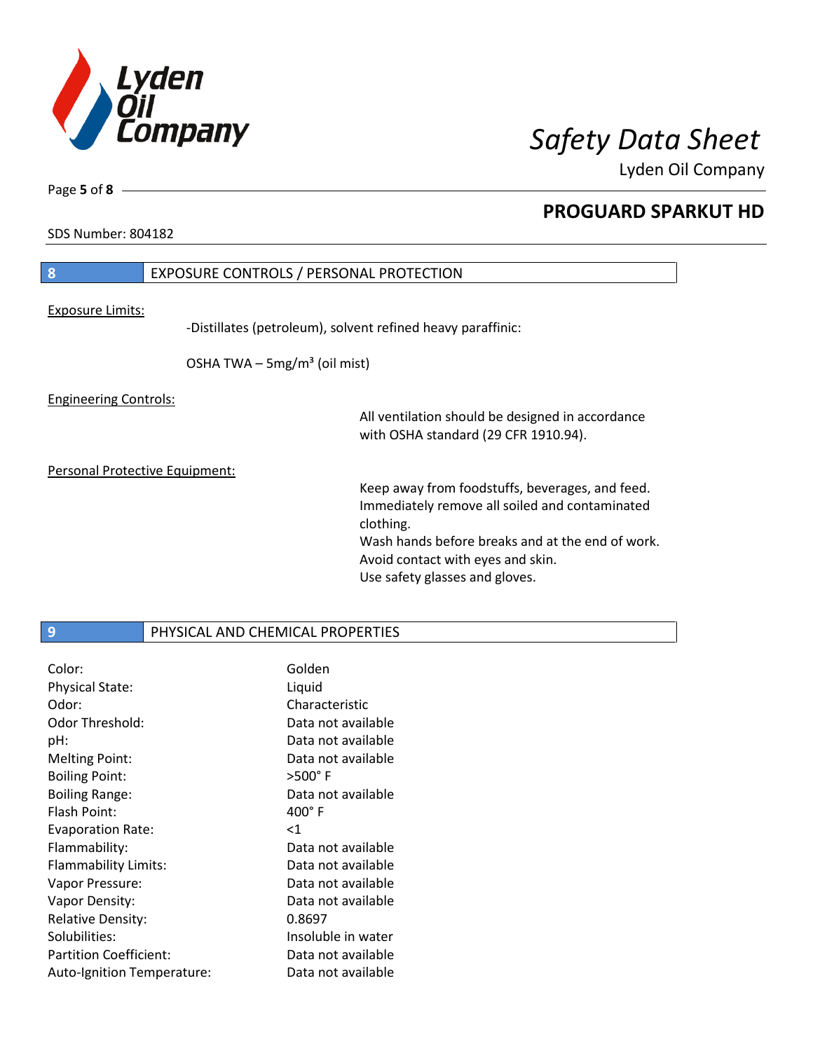## 8 EXPOSURE CONTROLS / PERSONAL PROTECTION

Exposure Limits:

-Distillates (petroleum), solvent refined heavy paraffinic:

OSHA TWA – 5mg/m³ (oil mist)

Engineering Controls:

All ventilation should be designed in accordance with OSHA standard (29 CFR 1910.94).

Personal Protective Equipment:

Keep away from foodstuffs, beverages, and feed.
Immediately remove all soiled and contaminated clothing.
Wash hands before breaks and at the end of work.
Avoid contact with eyes and skin.
Use safety glasses and gloves.

## 9 PHYSICAL AND CHEMICAL PROPERTIES

| | |
|---|---|
| Color: | Golden |
| Physical State: | Liquid |
| Odor: | Characteristic |
| Odor Threshold: | Data not available |
| pH: | Data not available |
| Melting Point: | Data not available |
| Boiling Point: | >500° F |
| Boiling Range: | Data not available |
| Flash Point: | 400° F |
| Evaporation Rate: | <1 |
| Flammability: | Data not available |
| Flammability Limits: | Data not available |
| Vapor Pressure: | Data not available |
| Vapor Density: | Data not available |
| Relative Density: | 0.8697 |
| Solubilities: | Insoluble in water |
| Partition Coefficient: | Data not available |
| Auto-Ignition Temperature: | Data not available |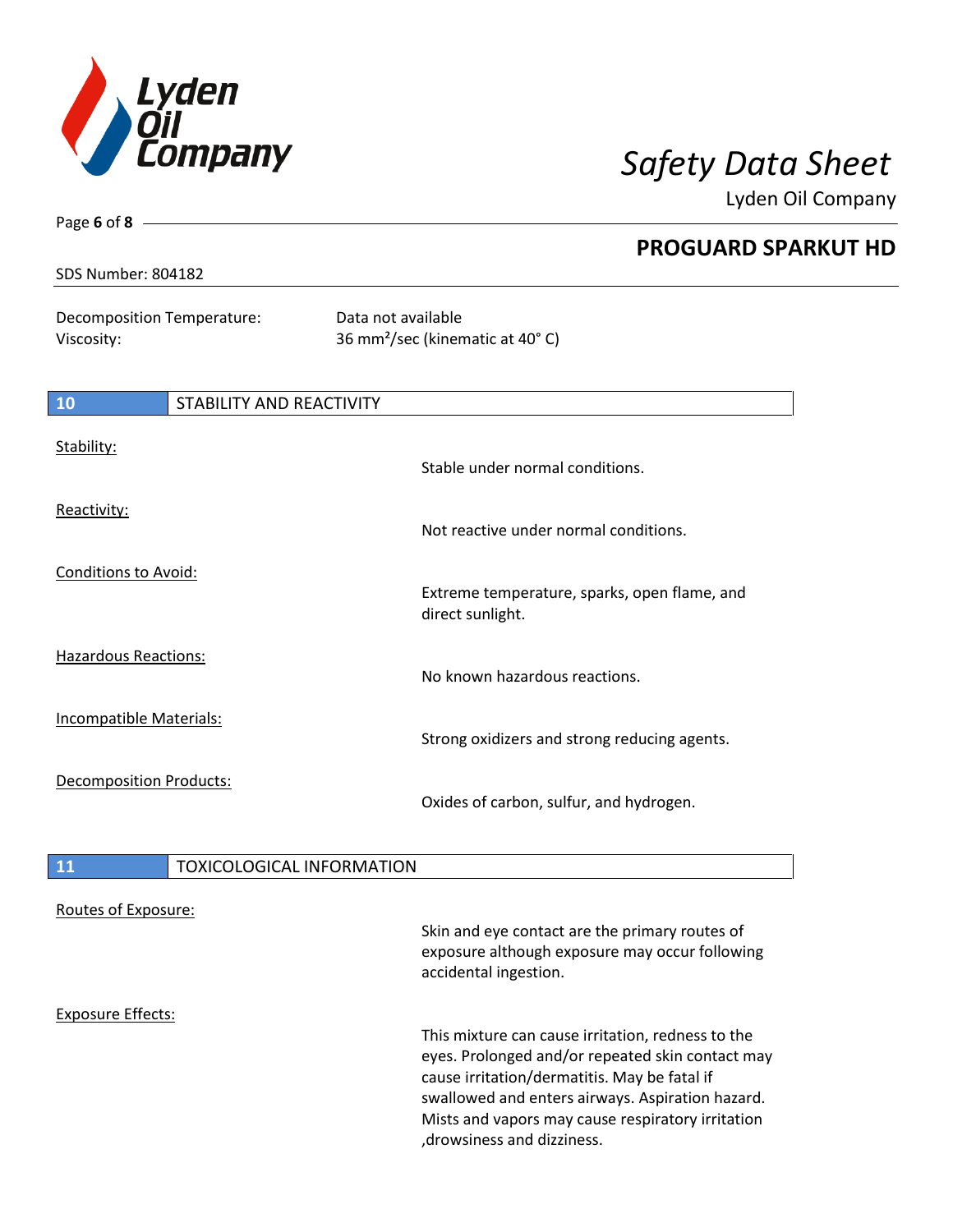SDS Number: 804182

Decomposition Temperature: Data not available
Viscosity: 36 mm²/sec (kinematic at 40° C)

## 10 STABILITY AND REACTIVITY

Stability:
Stable under normal conditions.

Reactivity:
Not reactive under normal conditions.

Conditions to Avoid:
Extreme temperature, sparks, open flame, and direct sunlight.

Hazardous Reactions:
No known hazardous reactions.

Incompatible Materials:
Strong oxidizers and strong reducing agents.

Decomposition Products:
Oxides of carbon, sulfur, and hydrogen.

## 11 TOXICOLOGICAL INFORMATION

Routes of Exposure:
Skin and eye contact are the primary routes of exposure although exposure may occur following accidental ingestion.

Exposure Effects:
This mixture can cause irritation, redness to the eyes. Prolonged and/or repeated skin contact may cause irritation/dermatitis. May be fatal if swallowed and enters airways. Aspiration hazard. Mists and vapors may cause respiratory irritation ,drowsiness and dizziness.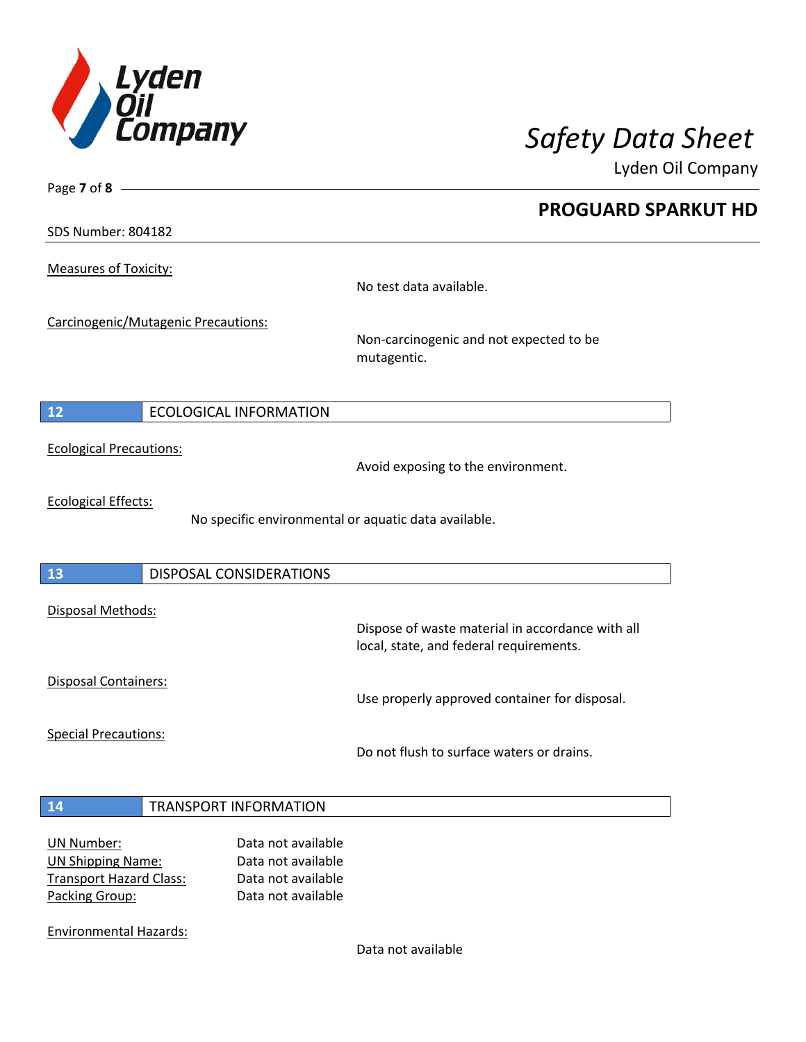Measures of Toxicity:

No test data available.

Carcinogenic/Mutagenic Precautions:

Non-carcinogenic and not expected to be mutagentic.

## 12 ECOLOGICAL INFORMATION

Ecological Precautions:

Avoid exposing to the environment.

Ecological Effects:

No specific environmental or aquatic data available.

## 13 DISPOSAL CONSIDERATIONS

Disposal Methods:

Dispose of waste material in accordance with all local, state, and federal requirements.

Disposal Containers:

Use properly approved container for disposal.

Special Precautions:

Do not flush to surface waters or drains.

## 14 TRANSPORT INFORMATION

UN Number: Data not available
UN Shipping Name: Data not available
Transport Hazard Class: Data not available
Packing Group: Data not available

Environmental Hazards:

Data not available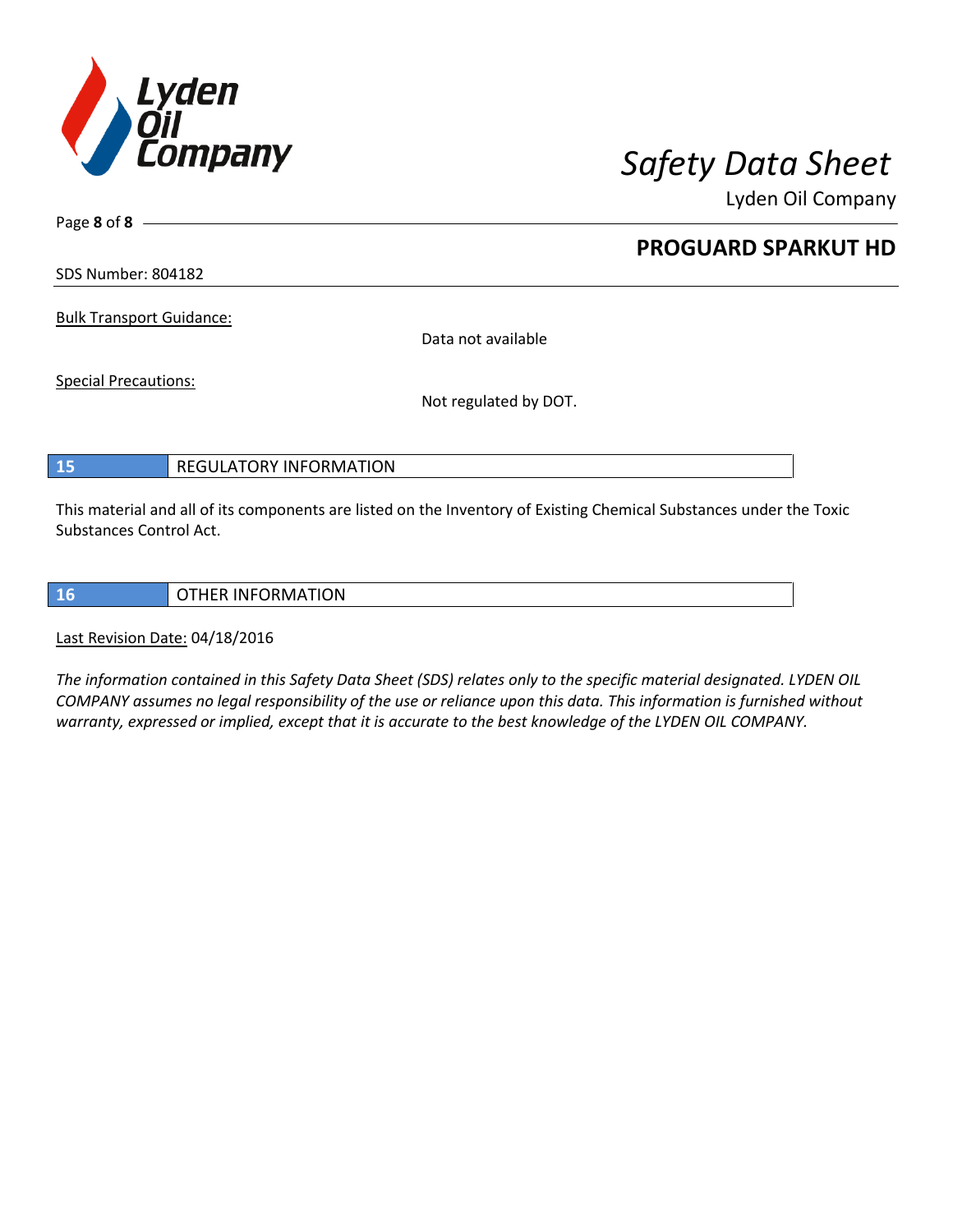Bulk Transport Guidance:

Data not available

Special Precautions:

Not regulated by DOT.

## 15 REGULATORY INFORMATION

This material and all of its components are listed on the Inventory of Existing Chemical Substances under the Toxic Substances Control Act.

## 16 OTHER INFORMATION

Last Revision Date: 04/18/2016

*The information contained in this Safety Data Sheet (SDS) relates only to the specific material designated. LYDEN OIL COMPANY assumes no legal responsibility of the use or reliance upon this data. This information is furnished without warranty, expressed or implied, except that it is accurate to the best knowledge of the LYDEN OIL COMPANY.*